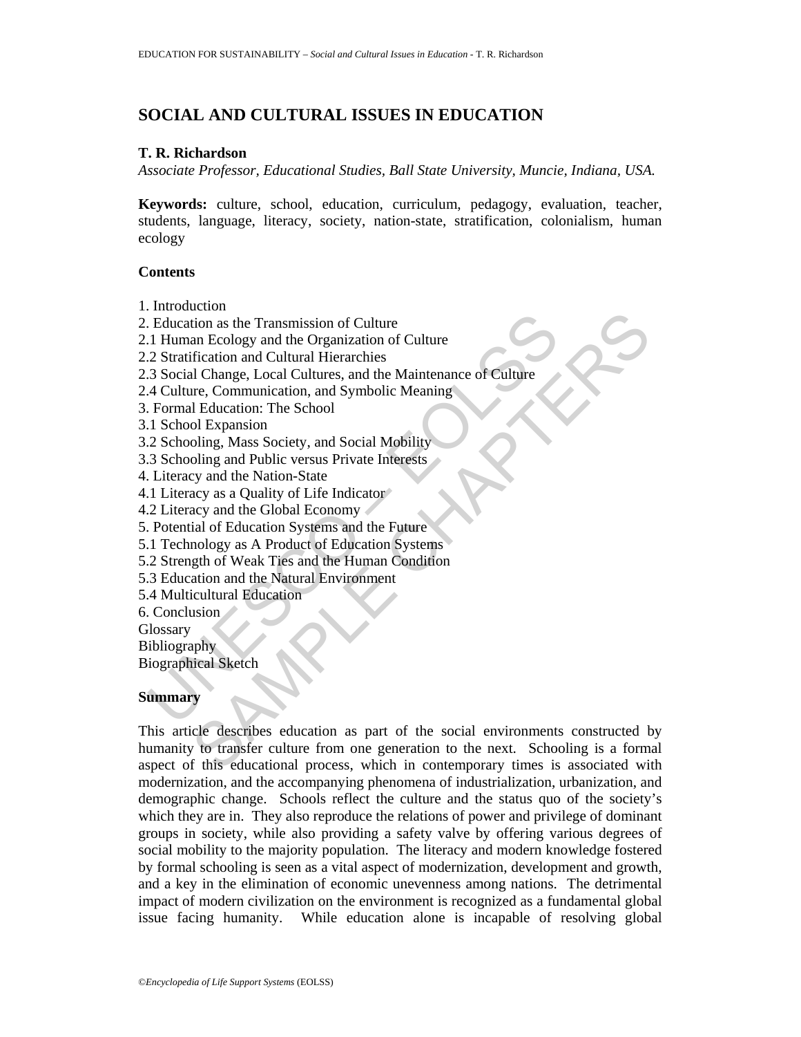# SOCIAL AND CULTURAL ISSUES IN EDUCATION

**T. R. Richardson**

*Associate Professor, Educational Studies, Ball State University, Muncie, Indiana, USA.*

**Keywords:** culture, school, education, curriculum, pedagogy, evaluation, teacher, students, language, literacy, society, nation-state, stratification, colonialism, human ecology

**Contents**

1. Introduction
2. Education as the Transmission of Culture
2.1 Human Ecology and the Organization of Culture
2.2 Stratification and Cultural Hierarchies
2.3 Social Change, Local Cultures, and the Maintenance of Culture
2.4 Culture, Communication, and Symbolic Meaning
3. Formal Education: The School
3.1 School Expansion
3.2 Schooling, Mass Society, and Social Mobility
3.3 Schooling and Public versus Private Interests
4. Literacy and the Nation-State
4.1 Literacy as a Quality of Life Indicator
4.2 Literacy and the Global Economy
5. Potential of Education Systems and the Future
5.1 Technology as A Product of Education Systems
5.2 Strength of Weak Ties and the Human Condition
5.3 Education and the Natural Environment
5.4 Multicultural Education
6. Conclusion

Glossary

Bibliography

Biographical Sketch

**Summary**

This article describes education as part of the social environments constructed by humanity to transfer culture from one generation to the next. Schooling is a formal aspect of this educational process, which in contemporary times is associated with modernization, and the accompanying phenomena of industrialization, urbanization, and demographic change. Schools reflect the culture and the status quo of the society's which they are in. They also reproduce the relations of power and privilege of dominant groups in society, while also providing a safety valve by offering various degrees of social mobility to the majority population. The literacy and modern knowledge fostered by formal schooling is seen as a vital aspect of modernization, development and growth, and a key in the elimination of economic unevenness among nations. The detrimental impact of modern civilization on the environment is recognized as a fundamental global issue facing humanity. While education alone is incapable of resolving global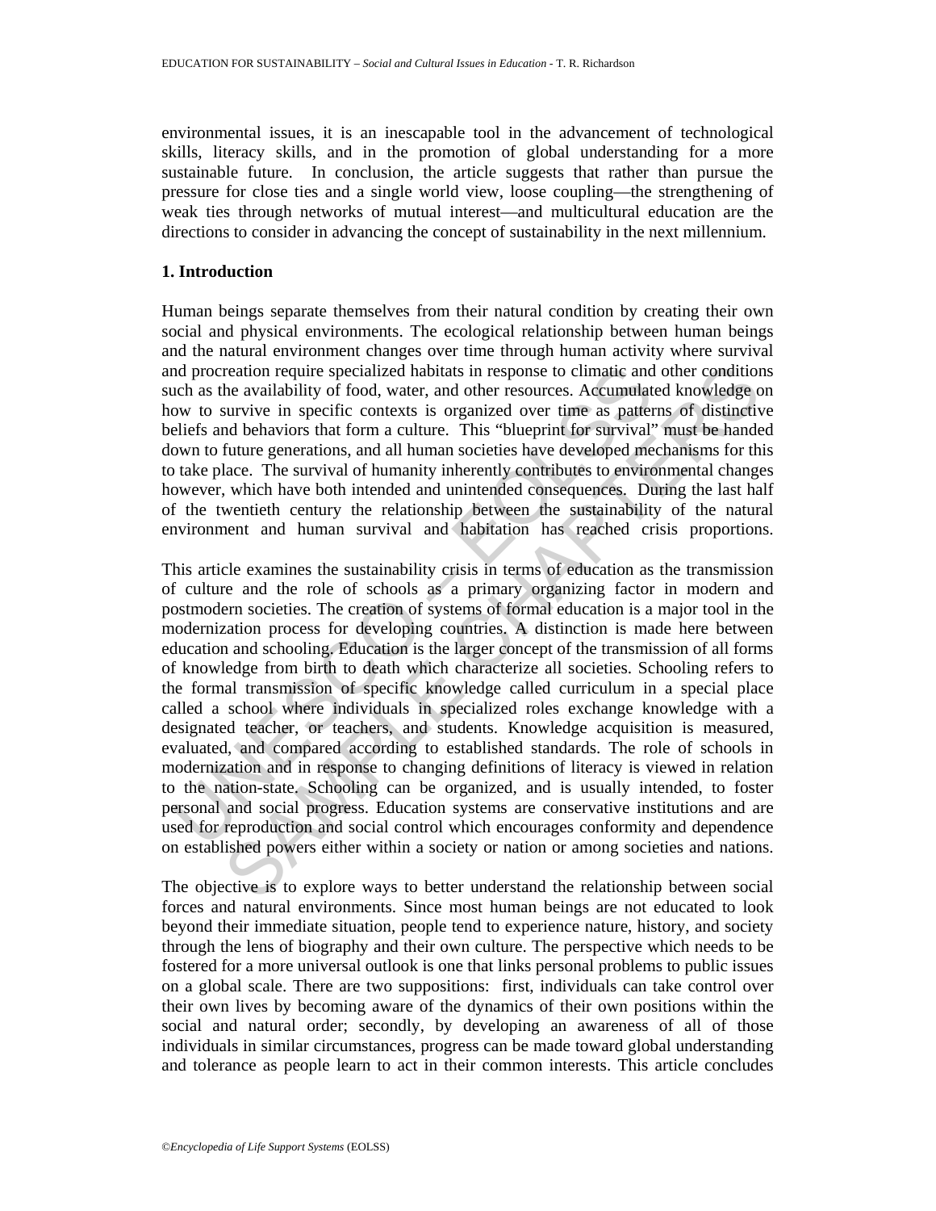environmental issues, it is an inescapable tool in the advancement of technological skills, literacy skills, and in the promotion of global understanding for a more sustainable future.  In conclusion, the article suggests that rather than pursue the pressure for close ties and a single world view, loose coupling—the strengthening of weak ties through networks of mutual interest—and multicultural education are the directions to consider in advancing the concept of sustainability in the next millennium.

## 1. Introduction

Human beings separate themselves from their natural condition by creating their own social and physical environments. The ecological relationship between human beings and the natural environment changes over time through human activity where survival and procreation require specialized habitats in response to climatic and other conditions such as the availability of food, water, and other resources. Accumulated knowledge on how to survive in specific contexts is organized over time as patterns of distinctive beliefs and behaviors that form a culture.  This "blueprint for survival" must be handed down to future generations, and all human societies have developed mechanisms for this to take place.  The survival of humanity inherently contributes to environmental changes however, which have both intended and unintended consequences.  During the last half of the twentieth century the relationship between the sustainability of the natural environment and human survival and habitation has reached crisis proportions.

This article examines the sustainability crisis in terms of education as the transmission of culture and the role of schools as a primary organizing factor in modern and postmodern societies. The creation of systems of formal education is a major tool in the modernization process for developing countries. A distinction is made here between education and schooling. Education is the larger concept of the transmission of all forms of knowledge from birth to death which characterize all societies. Schooling refers to the formal transmission of specific knowledge called curriculum in a special place called a school where individuals in specialized roles exchange knowledge with a designated teacher, or teachers, and students. Knowledge acquisition is measured, evaluated, and compared according to established standards. The role of schools in modernization and in response to changing definitions of literacy is viewed in relation to the nation-state. Schooling can be organized, and is usually intended, to foster personal and social progress. Education systems are conservative institutions and are used for reproduction and social control which encourages conformity and dependence on established powers either within a society or nation or among societies and nations.

The objective is to explore ways to better understand the relationship between social forces and natural environments. Since most human beings are not educated to look beyond their immediate situation, people tend to experience nature, history, and society through the lens of biography and their own culture. The perspective which needs to be fostered for a more universal outlook is one that links personal problems to public issues on a global scale. There are two suppositions:  first, individuals can take control over their own lives by becoming aware of the dynamics of their own positions within the social and natural order; secondly, by developing an awareness of all of those individuals in similar circumstances, progress can be made toward global understanding and tolerance as people learn to act in their common interests. This article concludes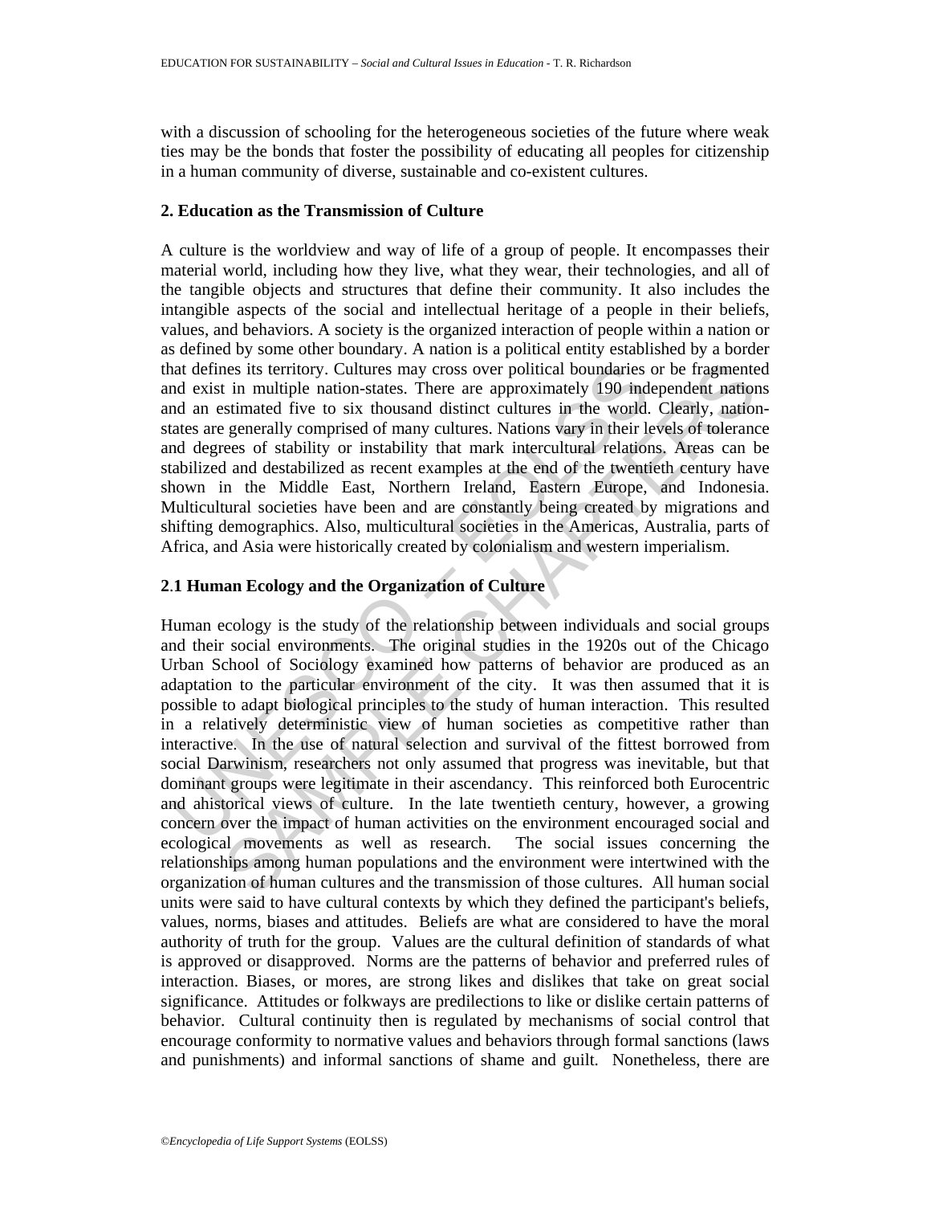with a discussion of schooling for the heterogeneous societies of the future where weak ties may be the bonds that foster the possibility of educating all peoples for citizenship in a human community of diverse, sustainable and co-existent cultures.

## 2. Education as the Transmission of Culture

A culture is the worldview and way of life of a group of people. It encompasses their material world, including how they live, what they wear, their technologies, and all of the tangible objects and structures that define their community. It also includes the intangible aspects of the social and intellectual heritage of a people in their beliefs, values, and behaviors. A society is the organized interaction of people within a nation or as defined by some other boundary. A nation is a political entity established by a border that defines its territory. Cultures may cross over political boundaries or be fragmented and exist in multiple nation-states. There are approximately 190 independent nations and an estimated five to six thousand distinct cultures in the world. Clearly, nation-states are generally comprised of many cultures. Nations vary in their levels of tolerance and degrees of stability or instability that mark intercultural relations. Areas can be stabilized and destabilized as recent examples at the end of the twentieth century have shown in the Middle East, Northern Ireland, Eastern Europe, and Indonesia. Multicultural societies have been and are constantly being created by migrations and shifting demographics. Also, multicultural societies in the Americas, Australia, parts of Africa, and Asia were historically created by colonialism and western imperialism.

### 2.1 Human Ecology and the Organization of Culture

Human ecology is the study of the relationship between individuals and social groups and their social environments. The original studies in the 1920s out of the Chicago Urban School of Sociology examined how patterns of behavior are produced as an adaptation to the particular environment of the city. It was then assumed that it is possible to adapt biological principles to the study of human interaction. This resulted in a relatively deterministic view of human societies as competitive rather than interactive. In the use of natural selection and survival of the fittest borrowed from social Darwinism, researchers not only assumed that progress was inevitable, but that dominant groups were legitimate in their ascendancy. This reinforced both Eurocentric and ahistorical views of culture. In the late twentieth century, however, a growing concern over the impact of human activities on the environment encouraged social and ecological movements as well as research. The social issues concerning the relationships among human populations and the environment were intertwined with the organization of human cultures and the transmission of those cultures. All human social units were said to have cultural contexts by which they defined the participant's beliefs, values, norms, biases and attitudes. Beliefs are what are considered to have the moral authority of truth for the group. Values are the cultural definition of standards of what is approved or disapproved. Norms are the patterns of behavior and preferred rules of interaction. Biases, or mores, are strong likes and dislikes that take on great social significance. Attitudes or folkways are predilections to like or dislike certain patterns of behavior. Cultural continuity then is regulated by mechanisms of social control that encourage conformity to normative values and behaviors through formal sanctions (laws and punishments) and informal sanctions of shame and guilt. Nonetheless, there are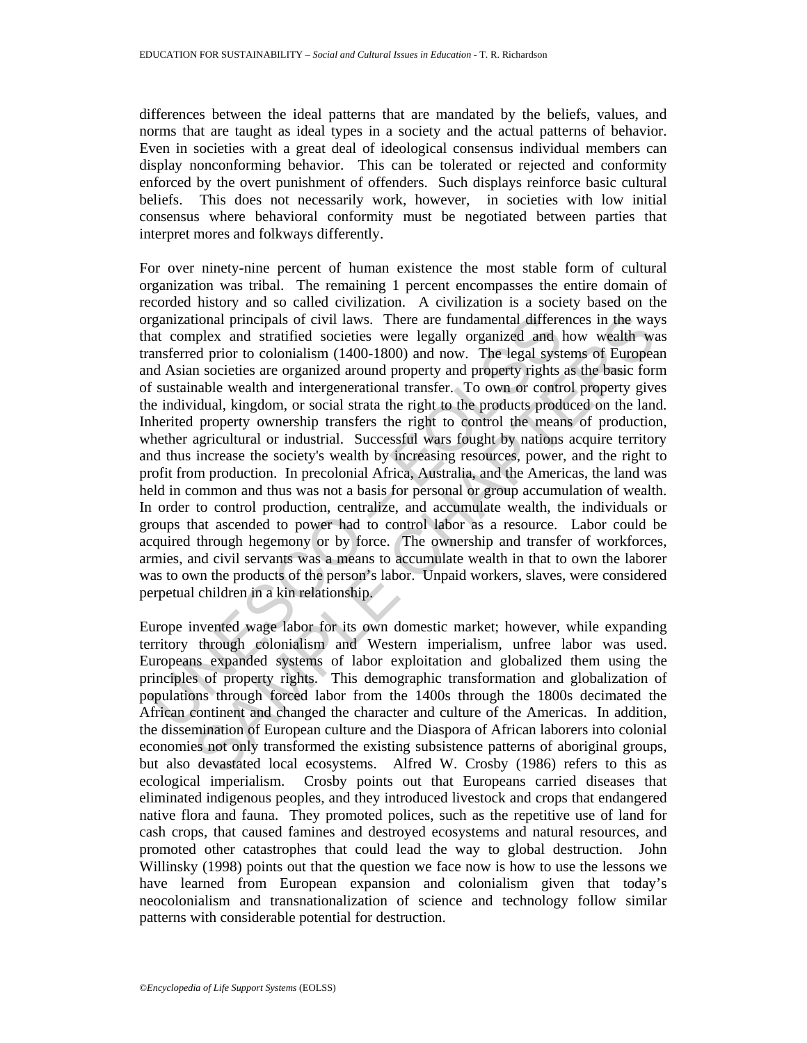differences between the ideal patterns that are mandated by the beliefs, values, and norms that are taught as ideal types in a society and the actual patterns of behavior. Even in societies with a great deal of ideological consensus individual members can display nonconforming behavior. This can be tolerated or rejected and conformity enforced by the overt punishment of offenders. Such displays reinforce basic cultural beliefs. This does not necessarily work, however, in societies with low initial consensus where behavioral conformity must be negotiated between parties that interpret mores and folkways differently.

For over ninety-nine percent of human existence the most stable form of cultural organization was tribal. The remaining 1 percent encompasses the entire domain of recorded history and so called civilization. A civilization is a society based on the organizational principals of civil laws. There are fundamental differences in the ways that complex and stratified societies were legally organized and how wealth was transferred prior to colonialism (1400-1800) and now. The legal systems of European and Asian societies are organized around property and property rights as the basic form of sustainable wealth and intergenerational transfer. To own or control property gives the individual, kingdom, or social strata the right to the products produced on the land. Inherited property ownership transfers the right to control the means of production, whether agricultural or industrial. Successful wars fought by nations acquire territory and thus increase the society's wealth by increasing resources, power, and the right to profit from production. In precolonial Africa, Australia, and the Americas, the land was held in common and thus was not a basis for personal or group accumulation of wealth. In order to control production, centralize, and accumulate wealth, the individuals or groups that ascended to power had to control labor as a resource. Labor could be acquired through hegemony or by force. The ownership and transfer of workforces, armies, and civil servants was a means to accumulate wealth in that to own the laborer was to own the products of the person's labor. Unpaid workers, slaves, were considered perpetual children in a kin relationship.

Europe invented wage labor for its own domestic market; however, while expanding territory through colonialism and Western imperialism, unfree labor was used. Europeans expanded systems of labor exploitation and globalized them using the principles of property rights. This demographic transformation and globalization of populations through forced labor from the 1400s through the 1800s decimated the African continent and changed the character and culture of the Americas. In addition, the dissemination of European culture and the Diaspora of African laborers into colonial economies not only transformed the existing subsistence patterns of aboriginal groups, but also devastated local ecosystems. Alfred W. Crosby (1986) refers to this as ecological imperialism. Crosby points out that Europeans carried diseases that eliminated indigenous peoples, and they introduced livestock and crops that endangered native flora and fauna. They promoted polices, such as the repetitive use of land for cash crops, that caused famines and destroyed ecosystems and natural resources, and promoted other catastrophes that could lead the way to global destruction. John Willinsky (1998) points out that the question we face now is how to use the lessons we have learned from European expansion and colonialism given that today's neocolonialism and transnationalization of science and technology follow similar patterns with considerable potential for destruction.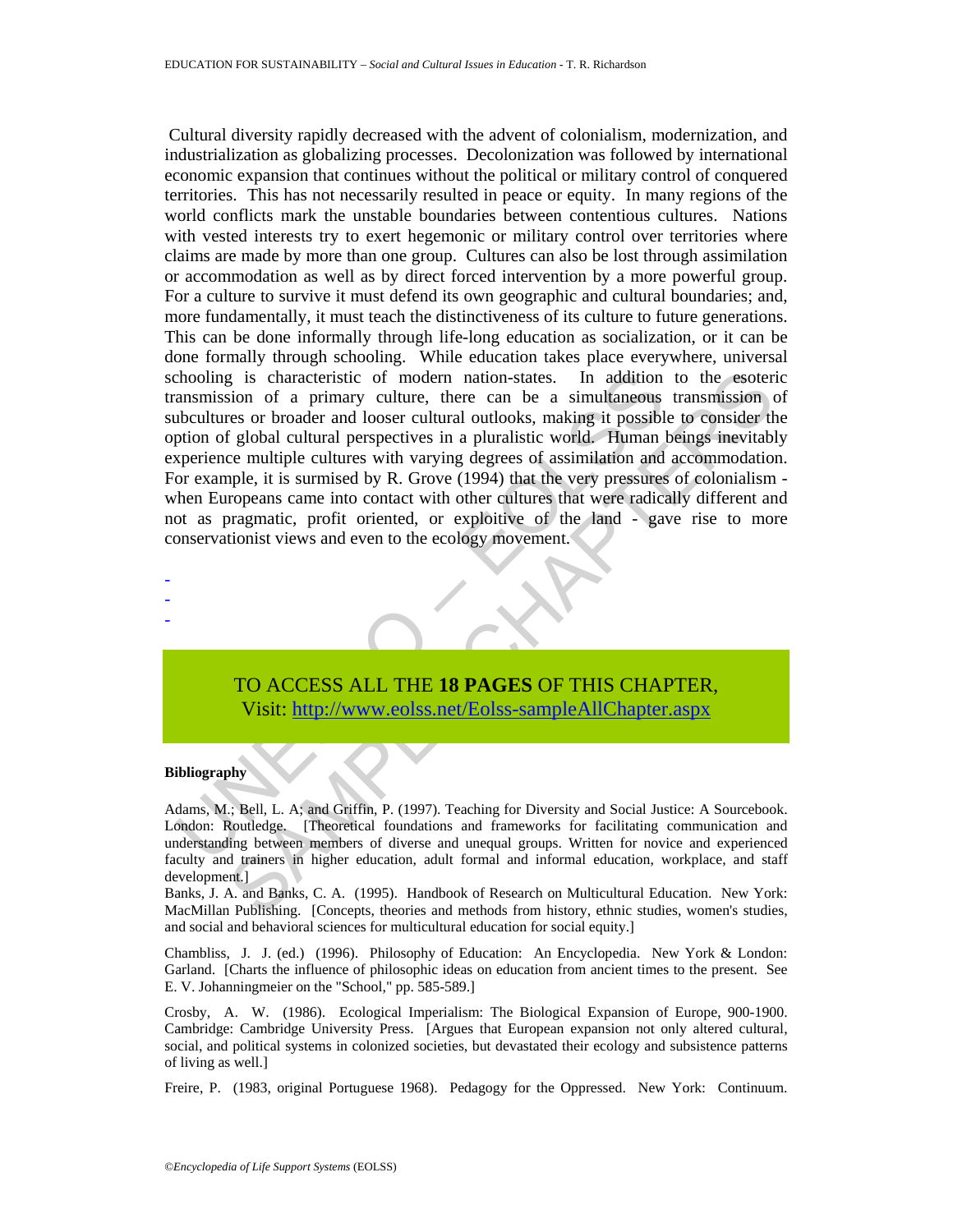Cultural diversity rapidly decreased with the advent of colonialism, modernization, and industrialization as globalizing processes. Decolonization was followed by international economic expansion that continues without the political or military control of conquered territories. This has not necessarily resulted in peace or equity. In many regions of the world conflicts mark the unstable boundaries between contentious cultures. Nations with vested interests try to exert hegemonic or military control over territories where claims are made by more than one group. Cultures can also be lost through assimilation or accommodation as well as by direct forced intervention by a more powerful group. For a culture to survive it must defend its own geographic and cultural boundaries; and, more fundamentally, it must teach the distinctiveness of its culture to future generations. This can be done informally through life-long education as socialization, or it can be done formally through schooling. While education takes place everywhere, universal schooling is characteristic of modern nation-states. In addition to the esoteric transmission of a primary culture, there can be a simultaneous transmission of subcultures or broader and looser cultural outlooks, making it possible to consider the option of global cultural perspectives in a pluralistic world. Human beings inevitably experience multiple cultures with varying degrees of assimilation and accommodation. For example, it is surmised by R. Grove (1994) that the very pressures of colonialism - when Europeans came into contact with other cultures that were radically different and not as pragmatic, profit oriented, or exploitive of the land - gave rise to more conservationist views and even to the ecology movement.

-
-
-

TO ACCESS ALL THE **18 PAGES** OF THIS CHAPTER,
Visit: http://www.eolss.net/Eolss-sampleAllChapter.aspx

**Bibliography**

Adams, M.; Bell, L. A; and Griffin, P. (1997). Teaching for Diversity and Social Justice: A Sourcebook. London: Routledge. [Theoretical foundations and frameworks for facilitating communication and understanding between members of diverse and unequal groups. Written for novice and experienced faculty and trainers in higher education, adult formal and informal education, workplace, and staff development.]

Banks, J. A. and Banks, C. A. (1995). Handbook of Research on Multicultural Education. New York: MacMillan Publishing. [Concepts, theories and methods from history, ethnic studies, women's studies, and social and behavioral sciences for multicultural education for social equity.]

Chambliss, J. J. (ed.) (1996). Philosophy of Education: An Encyclopedia. New York & London: Garland. [Charts the influence of philosophic ideas on education from ancient times to the present. See E. V. Johanningmeier on the "School," pp. 585-589.]

Crosby, A. W. (1986). Ecological Imperialism: The Biological Expansion of Europe, 900-1900. Cambridge: Cambridge University Press. [Argues that European expansion not only altered cultural, social, and political systems in colonized societies, but devastated their ecology and subsistence patterns of living as well.]

Freire, P. (1983, original Portuguese 1968). Pedagogy for the Oppressed. New York: Continuum.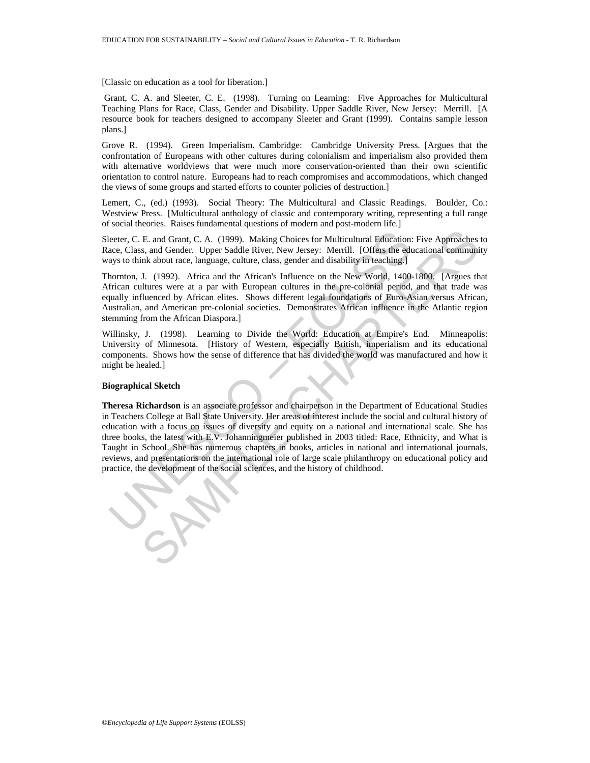[Classic on education as a tool for liberation.]

Grant, C. A. and Sleeter, C. E. (1998). Turning on Learning: Five Approaches for Multicultural Teaching Plans for Race, Class, Gender and Disability. Upper Saddle River, New Jersey: Merrill. [A resource book for teachers designed to accompany Sleeter and Grant (1999). Contains sample lesson plans.]

Grove R. (1994). Green Imperialism. Cambridge: Cambridge University Press. [Argues that the confrontation of Europeans with other cultures during colonialism and imperialism also provided them with alternative worldviews that were much more conservation-oriented than their own scientific orientation to control nature. Europeans had to reach compromises and accommodations, which changed the views of some groups and started efforts to counter policies of destruction.]

Lemert, C., (ed.) (1993). Social Theory: The Multicultural and Classic Readings. Boulder, Co.: Westview Press. [Multicultural anthology of classic and contemporary writing, representing a full range of social theories. Raises fundamental questions of modern and post-modern life.]

Sleeter, C. E. and Grant, C. A. (1999). Making Choices for Multicultural Education: Five Approaches to Race, Class, and Gender. Upper Saddle River, New Jersey: Merrill. [Offers the educational community ways to think about race, language, culture, class, gender and disability in teaching.]

Thornton, J. (1992). Africa and the African's Influence on the New World, 1400-1800. [Argues that African cultures were at a par with European cultures in the pre-colonial period, and that trade was equally influenced by African elites. Shows different legal foundations of Euro-Asian versus African, Australian, and American pre-colonial societies. Demonstrates African influence in the Atlantic region stemming from the African Diaspora.]

Willinsky, J. (1998). Learning to Divide the World: Education at Empire's End. Minneapolis: University of Minnesota. [History of Western, especially British, imperialism and its educational components. Shows how the sense of difference that has divided the world was manufactured and how it might be healed.]

**Biographical Sketch**

**Theresa Richardson** is an associate professor and chairperson in the Department of Educational Studies in Teachers College at Ball State University. Her areas of interest include the social and cultural history of education with a focus on issues of diversity and equity on a national and international scale. She has three books, the latest with E.V. Johanningmeier published in 2003 titled: Race, Ethnicity, and What is Taught in School. She has numerous chapters in books, articles in national and international journals, reviews, and presentations on the international role of large scale philanthropy on educational policy and practice, the development of the social sciences, and the history of childhood.